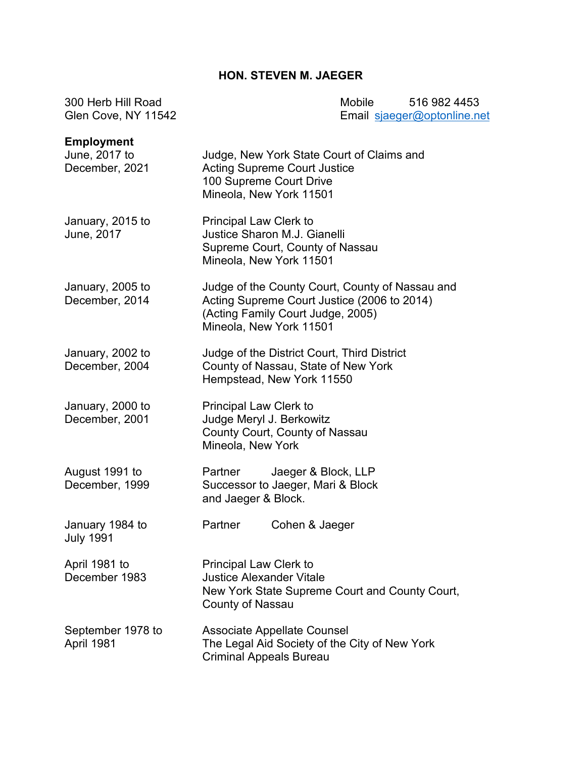# HON. STEVEN M. JAEGER

300 Herb Hill Road
Glen Cove, NY 11542

Mobile 516 982 4453
Email sjaeger@optonline.net

**Employment**

| | |
|---|---|
| June, 2017 to December, 2021 | Judge, New York State Court of Claims and Acting Supreme Court Justice<br>100 Supreme Court Drive<br>Mineola, New York 11501 |
| January, 2015 to June, 2017 | Principal Law Clerk to Justice Sharon M.J. Gianelli<br>Supreme Court, County of Nassau<br>Mineola, New York 11501 |
| January, 2005 to December, 2014 | Judge of the County Court, County of Nassau and Acting Supreme Court Justice (2006 to 2014)<br>(Acting Family Court Judge, 2005)<br>Mineola, New York 11501 |
| January, 2002 to December, 2004 | Judge of the District Court, Third District<br>County of Nassau, State of New York<br>Hempstead, New York 11550 |
| January, 2000 to December, 2001 | Principal Law Clerk to Judge Meryl J. Berkowitz<br>County Court, County of Nassau<br>Mineola, New York |
| August 1991 to December, 1999 | Partner Jaeger & Block, LLP<br>Successor to Jaeger, Mari & Block and Jaeger & Block. |
| January 1984 to July 1991 | Partner Cohen & Jaeger |
| April 1981 to December 1983 | Principal Law Clerk to Justice Alexander Vitale<br>New York State Supreme Court and County Court, County of Nassau |
| September 1978 to April 1981 | Associate Appellate Counsel<br>The Legal Aid Society of the City of New York<br>Criminal Appeals Bureau |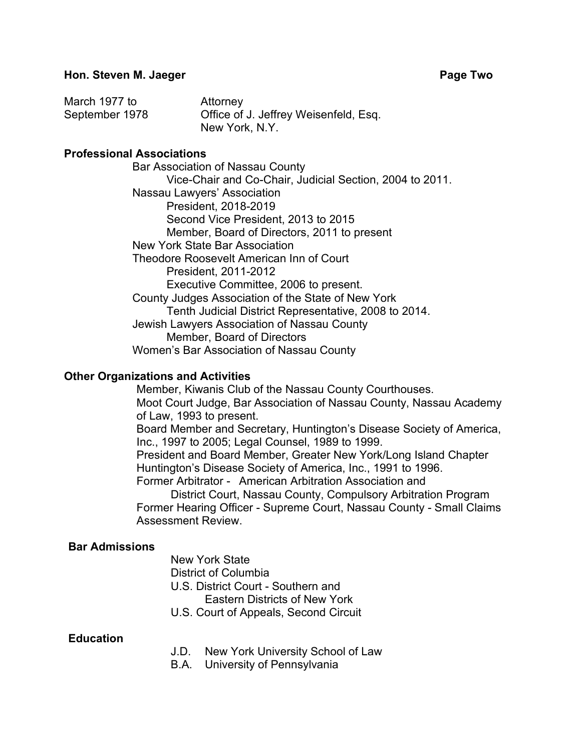| | |
|---|---|
| March 1977 to September 1978 | Attorney<br>Office of J. Jeffrey Weisenfeld, Esq.<br>New York, N.Y. |

**Professional Associations**

- Bar Association of Nassau County
  - Vice-Chair and Co-Chair, Judicial Section, 2004 to 2011.
- Nassau Lawyers' Association
  - President, 2018-2019
  - Second Vice President, 2013 to 2015
  - Member, Board of Directors, 2011 to present
- New York State Bar Association
- Theodore Roosevelt American Inn of Court
  - President, 2011-2012
  - Executive Committee, 2006 to present.
- County Judges Association of the State of New York
  - Tenth Judicial District Representative, 2008 to 2014.
- Jewish Lawyers Association of Nassau County
  - Member, Board of Directors
- Women's Bar Association of Nassau County

**Other Organizations and Activities**

Member, Kiwanis Club of the Nassau County Courthouses.
Moot Court Judge, Bar Association of Nassau County, Nassau Academy of Law, 1993 to present.
Board Member and Secretary, Huntington's Disease Society of America, Inc., 1997 to 2005; Legal Counsel, 1989 to 1999.
President and Board Member, Greater New York/Long Island Chapter Huntington's Disease Society of America, Inc., 1991 to 1996.
Former Arbitrator - American Arbitration Association and
District Court, Nassau County, Compulsory Arbitration Program
Former Hearing Officer - Supreme Court, Nassau County - Small Claims Assessment Review.

**Bar Admissions**

New York State
District of Columbia
U.S. District Court - Southern and
Eastern Districts of New York
U.S. Court of Appeals, Second Circuit

**Education**

J.D. New York University School of Law
B.A. University of Pennsylvania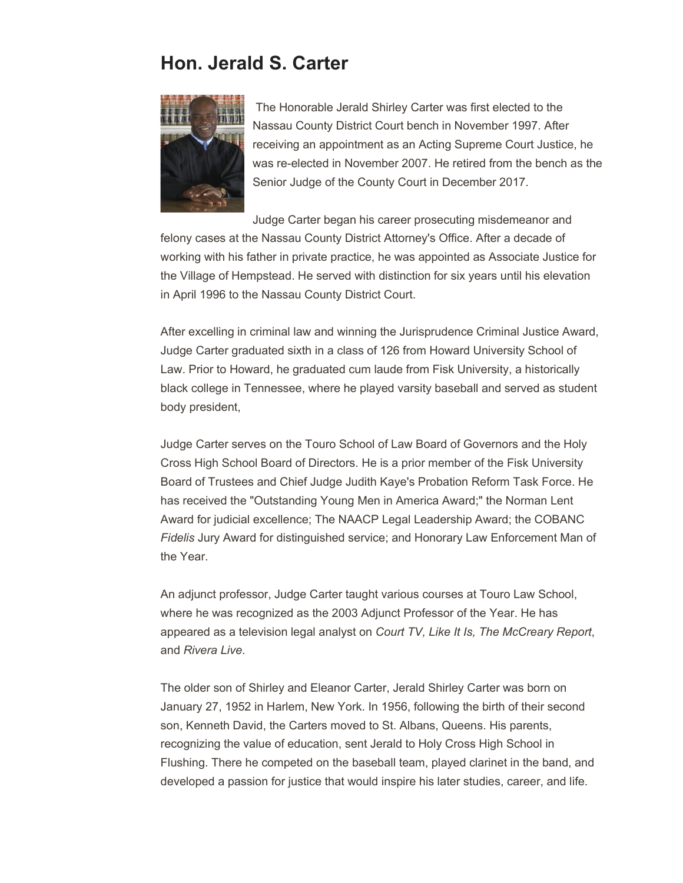## Hon. Jerald S. Carter

The Honorable Jerald Shirley Carter was first elected to the Nassau County District Court bench in November 1997. After receiving an appointment as an Acting Supreme Court Justice, he was re-elected in November 2007. He retired from the bench as the Senior Judge of the County Court in December 2017.

Judge Carter began his career prosecuting misdemeanor and felony cases at the Nassau County District Attorney's Office. After a decade of working with his father in private practice, he was appointed as Associate Justice for the Village of Hempstead. He served with distinction for six years until his elevation in April 1996 to the Nassau County District Court.

After excelling in criminal law and winning the Jurisprudence Criminal Justice Award, Judge Carter graduated sixth in a class of 126 from Howard University School of Law. Prior to Howard, he graduated cum laude from Fisk University, a historically black college in Tennessee, where he played varsity baseball and served as student body president,

Judge Carter serves on the Touro School of Law Board of Governors and the Holy Cross High School Board of Directors. He is a prior member of the Fisk University Board of Trustees and Chief Judge Judith Kaye's Probation Reform Task Force. He has received the "Outstanding Young Men in America Award;" the Norman Lent Award for judicial excellence; The NAACP Legal Leadership Award; the COBANC *Fidelis* Jury Award for distinguished service; and Honorary Law Enforcement Man of the Year.

An adjunct professor, Judge Carter taught various courses at Touro Law School, where he was recognized as the 2003 Adjunct Professor of the Year. He has appeared as a television legal analyst on *Court TV, Like It Is, The McCreary Report*, and *Rivera Live*.

The older son of Shirley and Eleanor Carter, Jerald Shirley Carter was born on January 27, 1952 in Harlem, New York. In 1956, following the birth of their second son, Kenneth David, the Carters moved to St. Albans, Queens. His parents, recognizing the value of education, sent Jerald to Holy Cross High School in Flushing. There he competed on the baseball team, played clarinet in the band, and developed a passion for justice that would inspire his later studies, career, and life.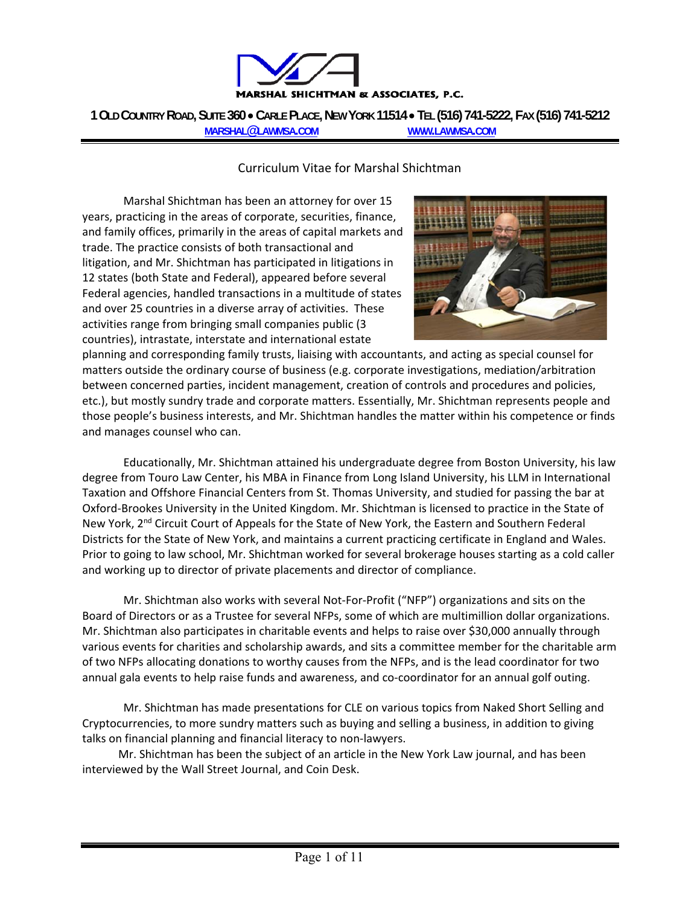MARSHAL SHICHTMAN & ASSOCIATES, P.C.

**1 OLD COUNTRY ROAD, SUITE 360 • CARLE PLACE, NEW YORK 11514 • TEL (516) 741-5222, FAX (516) 741-5212**

MARSHAL@LAWMSA.COM WWW.LAWMSA.COM

Curriculum Vitae for Marshal Shichtman

Marshal Shichtman has been an attorney for over 15 years, practicing in the areas of corporate, securities, finance, and family offices, primarily in the areas of capital markets and trade. The practice consists of both transactional and litigation, and Mr. Shichtman has participated in litigations in 12 states (both State and Federal), appeared before several Federal agencies, handled transactions in a multitude of states and over 25 countries in a diverse array of activities. These activities range from bringing small companies public (3 countries), intrastate, interstate and international estate planning and corresponding family trusts, liaising with accountants, and acting as special counsel for matters outside the ordinary course of business (e.g. corporate investigations, mediation/arbitration between concerned parties, incident management, creation of controls and procedures and policies, etc.), but mostly sundry trade and corporate matters. Essentially, Mr. Shichtman represents people and those people's business interests, and Mr. Shichtman handles the matter within his competence or finds and manages counsel who can.

Educationally, Mr. Shichtman attained his undergraduate degree from Boston University, his law degree from Touro Law Center, his MBA in Finance from Long Island University, his LLM in International Taxation and Offshore Financial Centers from St. Thomas University, and studied for passing the bar at Oxford-Brookes University in the United Kingdom. Mr. Shichtman is licensed to practice in the State of New York, 2nd Circuit Court of Appeals for the State of New York, the Eastern and Southern Federal Districts for the State of New York, and maintains a current practicing certificate in England and Wales. Prior to going to law school, Mr. Shichtman worked for several brokerage houses starting as a cold caller and working up to director of private placements and director of compliance.

Mr. Shichtman also works with several Not-For-Profit ("NFP") organizations and sits on the Board of Directors or as a Trustee for several NFPs, some of which are multimillion dollar organizations. Mr. Shichtman also participates in charitable events and helps to raise over $30,000 annually through various events for charities and scholarship awards, and sits a committee member for the charitable arm of two NFPs allocating donations to worthy causes from the NFPs, and is the lead coordinator for two annual gala events to help raise funds and awareness, and co-coordinator for an annual golf outing.

Mr. Shichtman has made presentations for CLE on various topics from Naked Short Selling and Cryptocurrencies, to more sundry matters such as buying and selling a business, in addition to giving talks on financial planning and financial literacy to non-lawyers.

Mr. Shichtman has been the subject of an article in the New York Law journal, and has been interviewed by the Wall Street Journal, and Coin Desk.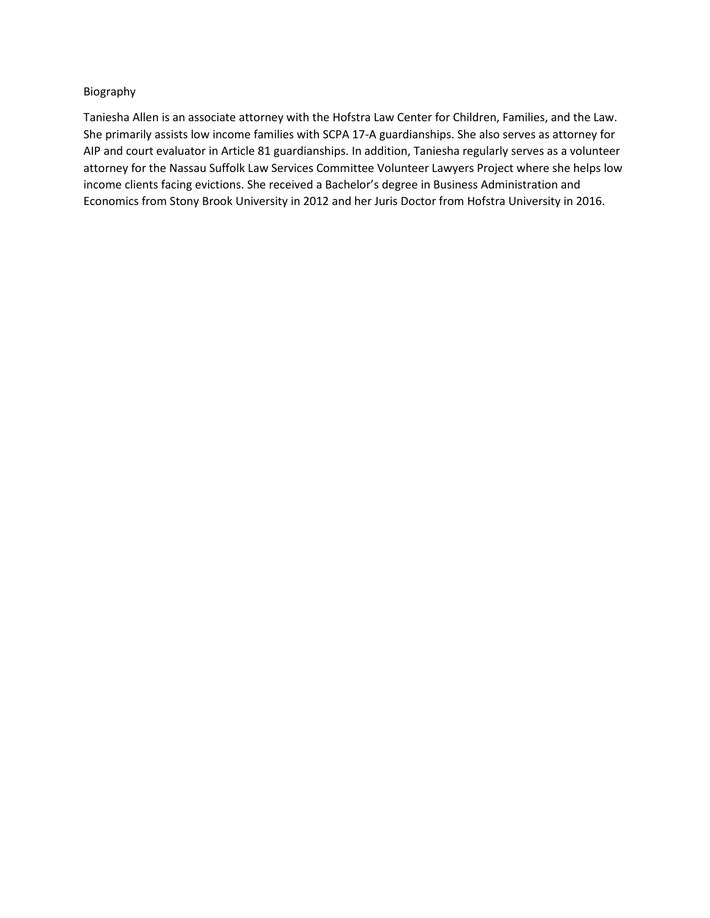Biography

Taniesha Allen is an associate attorney with the Hofstra Law Center for Children, Families, and the Law. She primarily assists low income families with SCPA 17-A guardianships. She also serves as attorney for AIP and court evaluator in Article 81 guardianships. In addition, Taniesha regularly serves as a volunteer attorney for the Nassau Suffolk Law Services Committee Volunteer Lawyers Project where she helps low income clients facing evictions. She received a Bachelor's degree in Business Administration and Economics from Stony Brook University in 2012 and her Juris Doctor from Hofstra University in 2016.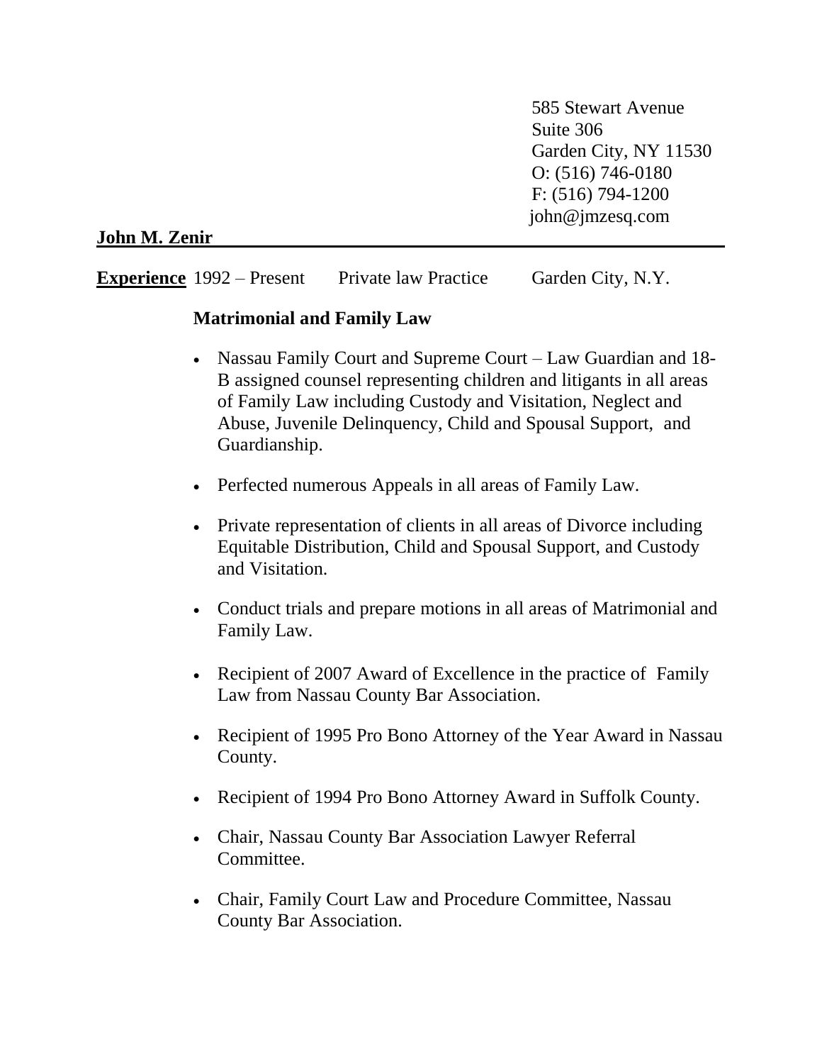585 Stewart Avenue
Suite 306
Garden City, NY 11530
O: (516) 746-0180
F: (516) 794-1200
john@jmzesq.com

**John M. Zenir**

**Experience** 1992 – Present Private law Practice Garden City, N.Y.

**Matrimonial and Family Law**

- Nassau Family Court and Supreme Court – Law Guardian and 18-B assigned counsel representing children and litigants in all areas of Family Law including Custody and Visitation, Neglect and Abuse, Juvenile Delinquency, Child and Spousal Support, and Guardianship.
- Perfected numerous Appeals in all areas of Family Law.
- Private representation of clients in all areas of Divorce including Equitable Distribution, Child and Spousal Support, and Custody and Visitation.
- Conduct trials and prepare motions in all areas of Matrimonial and Family Law.
- Recipient of 2007 Award of Excellence in the practice of Family Law from Nassau County Bar Association.
- Recipient of 1995 Pro Bono Attorney of the Year Award in Nassau County.
- Recipient of 1994 Pro Bono Attorney Award in Suffolk County.
- Chair, Nassau County Bar Association Lawyer Referral Committee.
- Chair, Family Court Law and Procedure Committee, Nassau County Bar Association.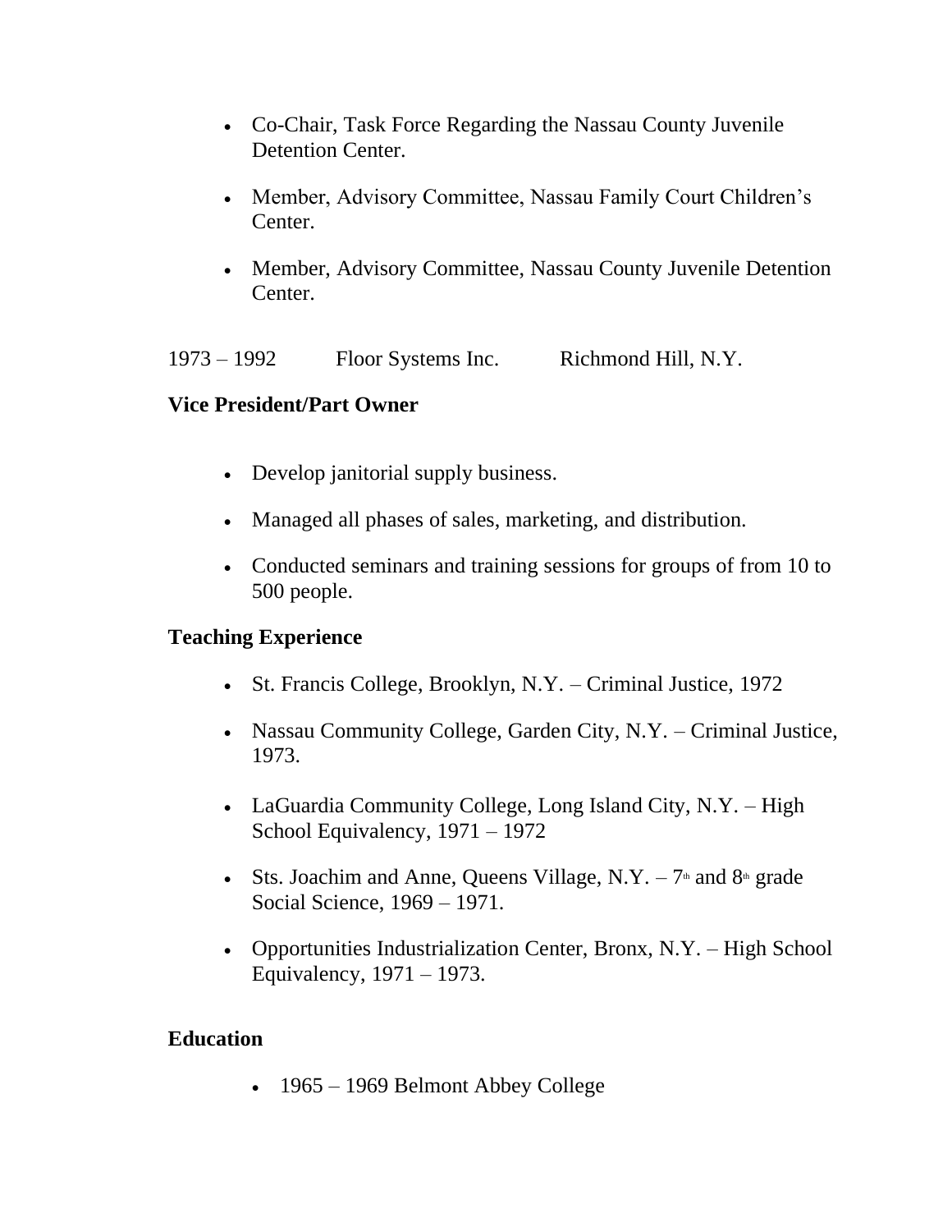- Co-Chair, Task Force Regarding the Nassau County Juvenile Detention Center.
- Member, Advisory Committee, Nassau Family Court Children's Center.
- Member, Advisory Committee, Nassau County Juvenile Detention Center.

1973 – 1992 Floor Systems Inc. Richmond Hill, N.Y.

**Vice President/Part Owner**

- Develop janitorial supply business.
- Managed all phases of sales, marketing, and distribution.
- Conducted seminars and training sessions for groups of from 10 to 500 people.

**Teaching Experience**

- St. Francis College, Brooklyn, N.Y. – Criminal Justice, 1972
- Nassau Community College, Garden City, N.Y. – Criminal Justice, 1973.
- LaGuardia Community College, Long Island City, N.Y. – High School Equivalency, 1971 – 1972
- Sts. Joachim and Anne, Queens Village, N.Y. – 7th and 8th grade Social Science, 1969 – 1971.
- Opportunities Industrialization Center, Bronx, N.Y. – High School Equivalency, 1971 – 1973.

**Education**

- 1965 – 1969 Belmont Abbey College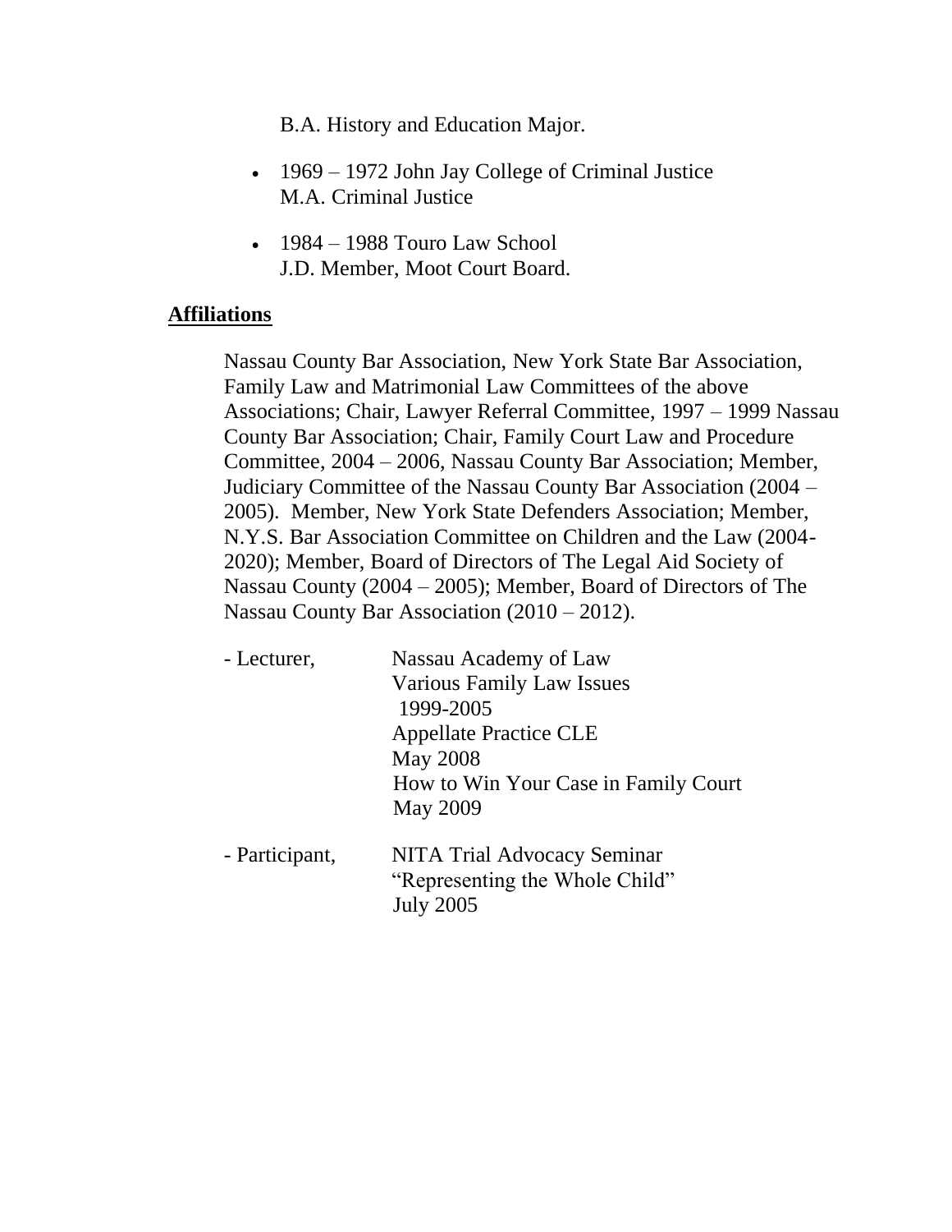B.A. History and Education Major.

- 1969 – 1972 John Jay College of Criminal Justice
  M.A. Criminal Justice

- 1984 – 1988 Touro Law School
  J.D. Member, Moot Court Board.

## Affiliations

Nassau County Bar Association, New York State Bar Association, Family Law and Matrimonial Law Committees of the above Associations; Chair, Lawyer Referral Committee, 1997 – 1999 Nassau County Bar Association; Chair, Family Court Law and Procedure Committee, 2004 – 2006, Nassau County Bar Association; Member, Judiciary Committee of the Nassau County Bar Association (2004 – 2005). Member, New York State Defenders Association; Member, N.Y.S. Bar Association Committee on Children and the Law (2004-2020); Member, Board of Directors of The Legal Aid Society of Nassau County (2004 – 2005); Member, Board of Directors of The Nassau County Bar Association (2010 – 2012).

- Lecturer, Nassau Academy of Law
  Various Family Law Issues
  1999-2005
  Appellate Practice CLE
  May 2008
  How to Win Your Case in Family Court
  May 2009

- Participant, NITA Trial Advocacy Seminar
  "Representing the Whole Child"
  July 2005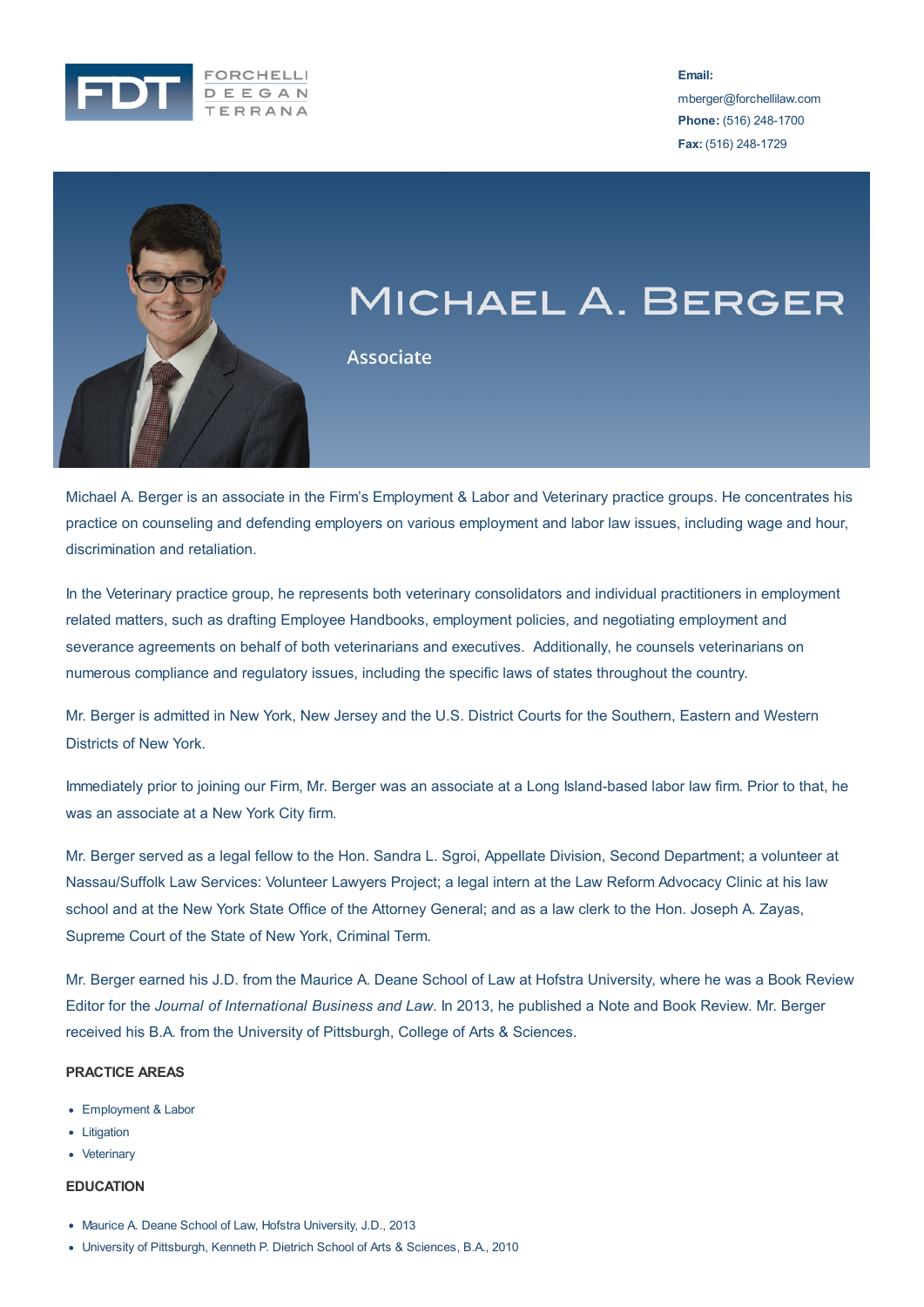FORCHELLI DEEGAN TERRANA

**Email:** mberger@forchellilaw.com
**Phone:** (516) 248-1700
**Fax:** (516) 248-1729

# Michael A. Berger

Associate

Michael A. Berger is an associate in the Firm's Employment & Labor and Veterinary practice groups. He concentrates his practice on counseling and defending employers on various employment and labor law issues, including wage and hour, discrimination and retaliation.

In the Veterinary practice group, he represents both veterinary consolidators and individual practitioners in employment related matters, such as drafting Employee Handbooks, employment policies, and negotiating employment and severance agreements on behalf of both veterinarians and executives. Additionally, he counsels veterinarians on numerous compliance and regulatory issues, including the specific laws of states throughout the country.

Mr. Berger is admitted in New York, New Jersey and the U.S. District Courts for the Southern, Eastern and Western Districts of New York.

Immediately prior to joining our Firm, Mr. Berger was an associate at a Long Island-based labor law firm. Prior to that, he was an associate at a New York City firm.

Mr. Berger served as a legal fellow to the Hon. Sandra L. Sgroi, Appellate Division, Second Department; a volunteer at Nassau/Suffolk Law Services: Volunteer Lawyers Project; a legal intern at the Law Reform Advocacy Clinic at his law school and at the New York State Office of the Attorney General; and as a law clerk to the Hon. Joseph A. Zayas, Supreme Court of the State of New York, Criminal Term.

Mr. Berger earned his J.D. from the Maurice A. Deane School of Law at Hofstra University, where he was a Book Review Editor for the *Journal of International Business and Law*. In 2013, he published a Note and Book Review. Mr. Berger received his B.A. from the University of Pittsburgh, College of Arts & Sciences.

## PRACTICE AREAS

- Employment & Labor
- Litigation
- Veterinary

## EDUCATION

- Maurice A. Deane School of Law, Hofstra University, J.D., 2013
- University of Pittsburgh, Kenneth P. Dietrich School of Arts & Sciences, B.A., 2010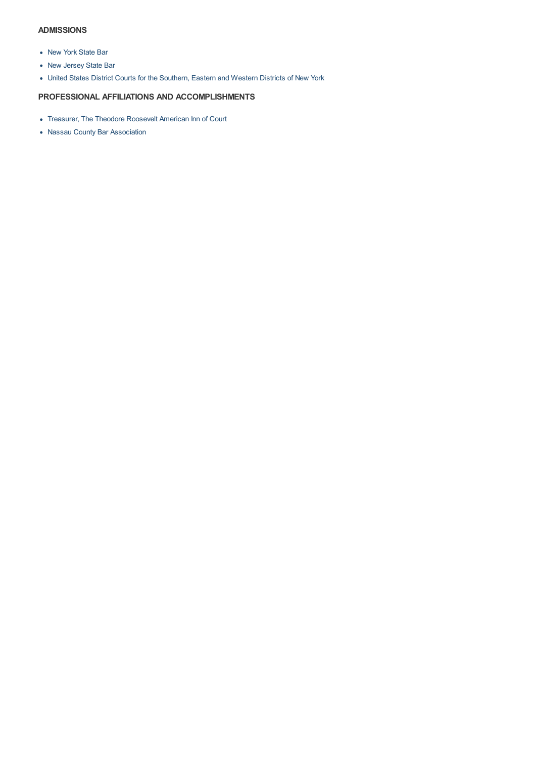### ADMISSIONS

- New York State Bar
- New Jersey State Bar
- United States District Courts for the Southern, Eastern and Western Districts of New York

### PROFESSIONAL AFFILIATIONS AND ACCOMPLISHMENTS

- Treasurer, The Theodore Roosevelt American Inn of Court
- Nassau County Bar Association